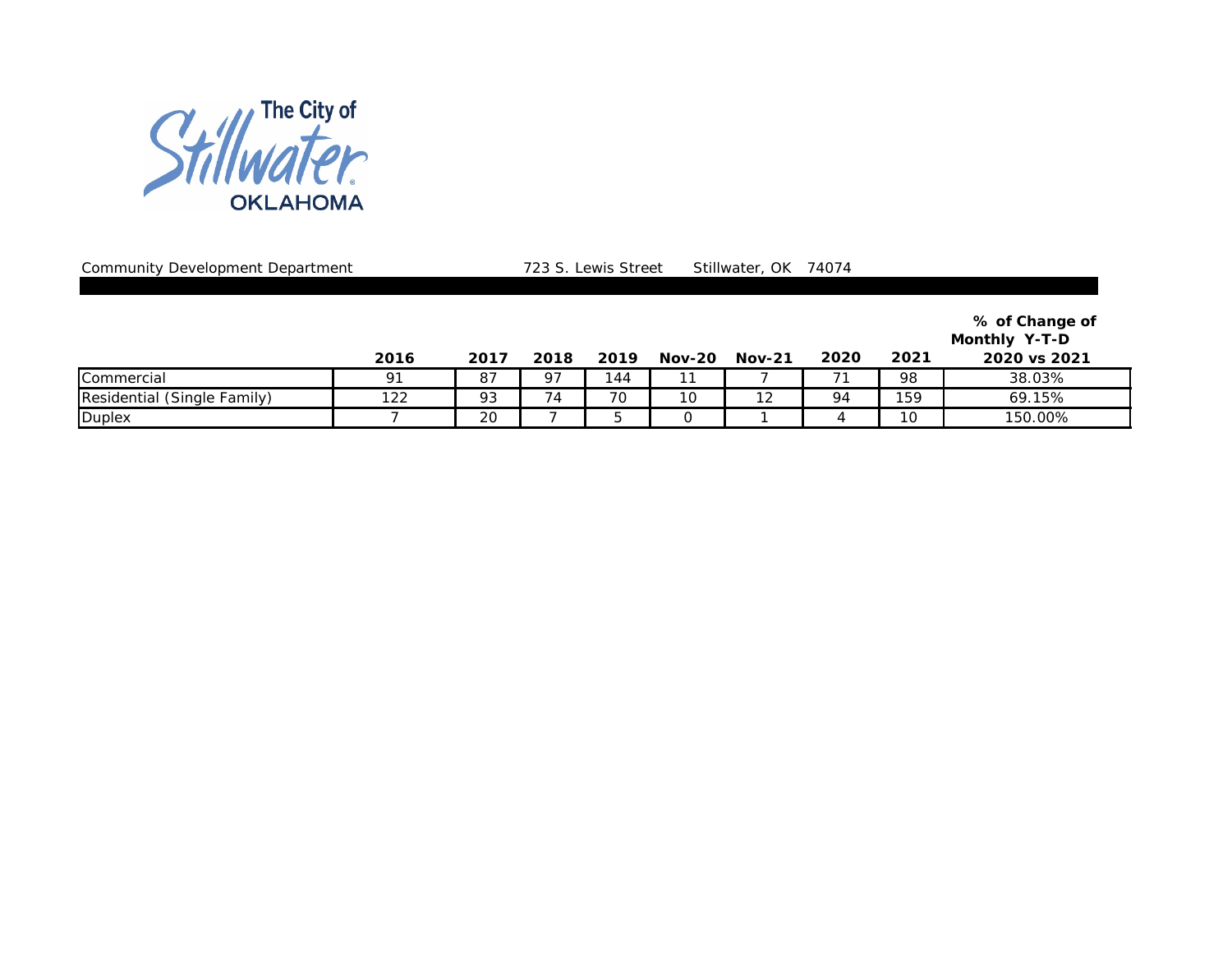The City of Stillwater OKLAHOMA

Community Development Department 723 S. Lewis Street Stillwater, OK 74074

| | 2016 | 2017 | 2018 | 2019 | Nov-20 | Nov-21 | 2020 | 2021 | % of Change of Monthly Y-T-D 2020 vs 2021 |
|---|---|---|---|---|---|---|---|---|---|
| Commercial | 91 | 87 | 97 | 144 | 11 | 7 | 71 | 98 | 38.03% |
| Residential (Single Family) | 122 | 93 | 74 | 70 | 10 | 12 | 94 | 159 | 69.15% |
| Duplex | 7 | 20 | 7 | 5 | 0 | 1 | 4 | 10 | 150.00% |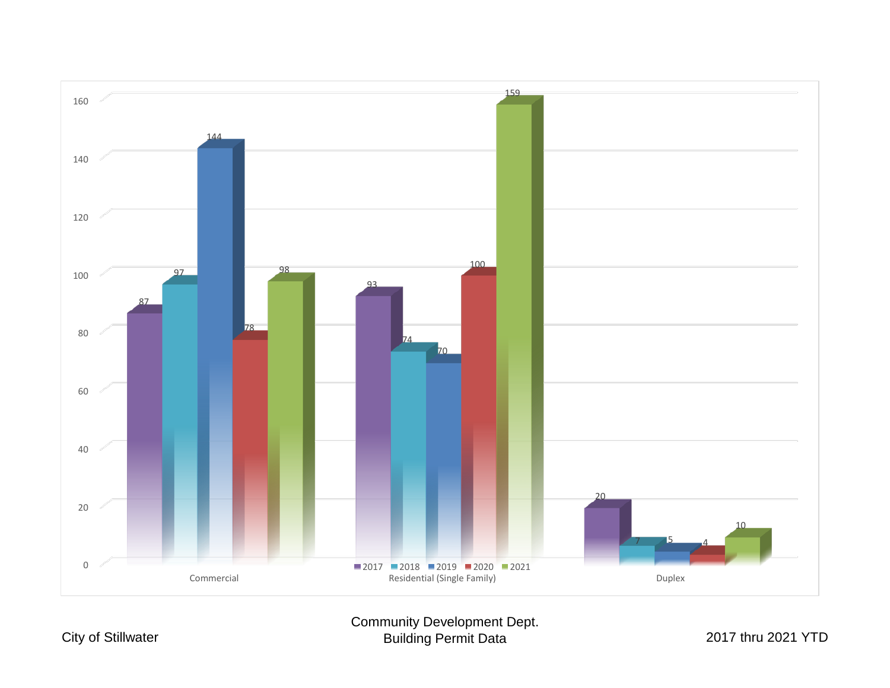| | 2017 | 2018 | 2019 | 2020 | 2021 |
|---|---|---|---|---|---|
| Commercial | 87 | 97 | 144 | 78 | 98 |
| Residential (Single Family) | 93 | 74 | 70 | 100 | 159 |
| Duplex | 20 | 7 | 5 | 4 | 10 |

City of Stillwater

Community Development Dept.
Building Permit Data

2017 thru 2021 YTD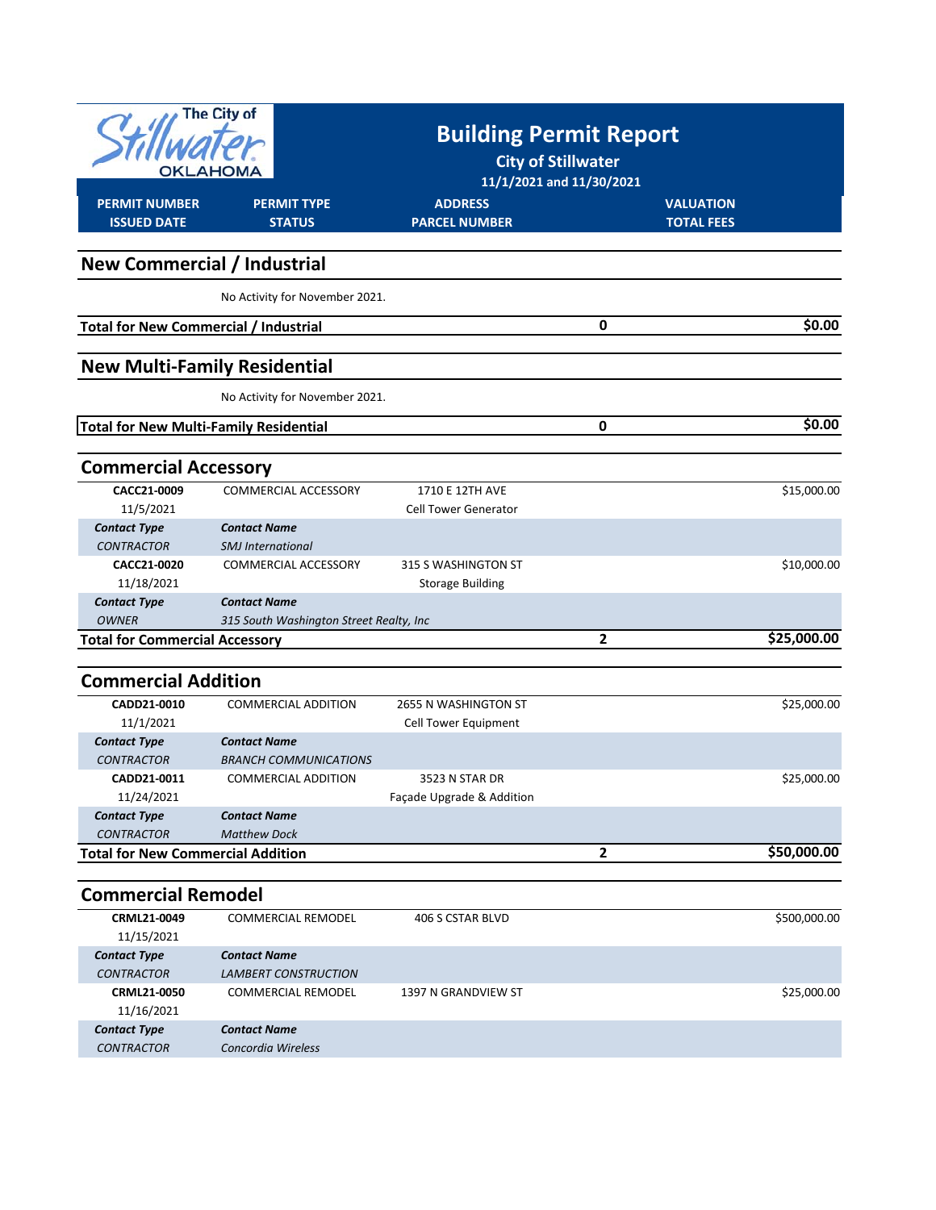# Building Permit Report

**City of Stillwater**

**11/1/2021 and 11/30/2021**

| PERMIT NUMBER / ISSUED DATE | PERMIT TYPE / STATUS | ADDRESS / PARCEL NUMBER | | VALUATION / TOTAL FEES |
|---|---|---|---|---|

## New Commercial / Industrial

No Activity for November 2021.

| **Total for New Commercial / Industrial** | | | **0** | **$0.00** |
|---|---|---|---|---|

## New Multi-Family Residential

No Activity for November 2021.

| **Total for New Multi-Family Residential** | | | **0** | **$0.00** |
|---|---|---|---|---|

## Commercial Accessory

| PERMIT NUMBER / ISSUED DATE | PERMIT TYPE / STATUS | ADDRESS / PARCEL NUMBER | | VALUATION / TOTAL FEES |
|---|---|---|---|---|
| **CACC21-0009** | COMMERCIAL ACCESSORY | 1710 E 12TH AVE | | $15,000.00 |
| 11/5/2021 | | Cell Tower Generator | | |
| ***Contact Type*** | ***Contact Name*** | | | |
| *CONTRACTOR* | *SMJ International* | | | |
| **CACC21-0020** | COMMERCIAL ACCESSORY | 315 S WASHINGTON ST | | $10,000.00 |
| 11/18/2021 | | Storage Building | | |
| ***Contact Type*** | ***Contact Name*** | | | |
| *OWNER* | *315 South Washington Street Realty, Inc* | | | |
| **Total for Commercial Accessory** | | | **2** | **$25,000.00** |

## Commercial Addition

| PERMIT NUMBER / ISSUED DATE | PERMIT TYPE / STATUS | ADDRESS / PARCEL NUMBER | | VALUATION / TOTAL FEES |
|---|---|---|---|---|
| **CADD21-0010** | COMMERCIAL ADDITION | 2655 N WASHINGTON ST | | $25,000.00 |
| 11/1/2021 | | Cell Tower Equipment | | |
| ***Contact Type*** | ***Contact Name*** | | | |
| *CONTRACTOR* | *BRANCH COMMUNICATIONS* | | | |
| **CADD21-0011** | COMMERCIAL ADDITION | 3523 N STAR DR | | $25,000.00 |
| 11/24/2021 | | Façade Upgrade & Addition | | |
| ***Contact Type*** | ***Contact Name*** | | | |
| *CONTRACTOR* | *Matthew Dock* | | | |
| **Total for New Commercial Addition** | | | **2** | **$50,000.00** |

## Commercial Remodel

| PERMIT NUMBER / ISSUED DATE | PERMIT TYPE / STATUS | ADDRESS / PARCEL NUMBER | | VALUATION / TOTAL FEES |
|---|---|---|---|---|
| **CRML21-0049** | COMMERCIAL REMODEL | 406 S CSTAR BLVD | | $500,000.00 |
| 11/15/2021 | | | | |
| ***Contact Type*** | ***Contact Name*** | | | |
| *CONTRACTOR* | *LAMBERT CONSTRUCTION* | | | |
| **CRML21-0050** | COMMERCIAL REMODEL | 1397 N GRANDVIEW ST | | $25,000.00 |
| 11/16/2021 | | | | |
| ***Contact Type*** | ***Contact Name*** | | | |
| *CONTRACTOR* | *Concordia Wireless* | | | |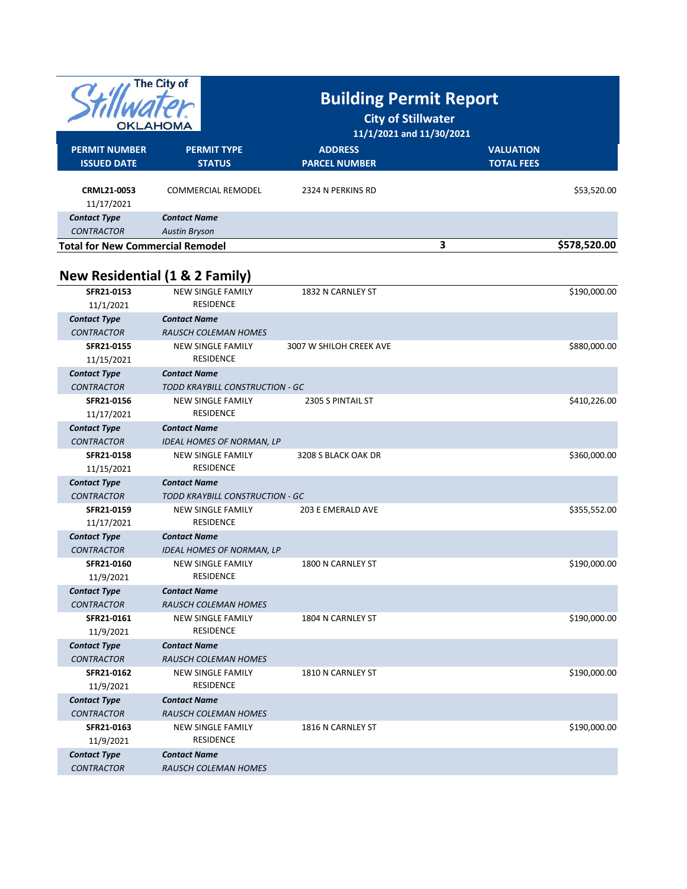# Building Permit Report

**City of Stillwater**

**11/1/2021 and 11/30/2021**

| PERMIT NUMBER / ISSUED DATE | PERMIT TYPE / STATUS | ADDRESS / PARCEL NUMBER | | VALUATION / TOTAL FEES |
|---|---|---|---|---|
| **CRML21-0053** 11/17/2021 | COMMERCIAL REMODEL | 2324 N PERKINS RD | | $53,520.00 |
| ***Contact Type*** | ***Contact Name*** | | | |
| *CONTRACTOR* | *Austin Bryson* | | | |
| **Total for New Commercial Remodel** | | | **3** | **$578,520.00** |

## New Residential (1 & 2 Family)

| PERMIT NUMBER / ISSUED DATE | PERMIT TYPE / STATUS | ADDRESS / PARCEL NUMBER | VALUATION / TOTAL FEES |
|---|---|---|---|
| **SFR21-0153** 11/1/2021 | NEW SINGLE FAMILY RESIDENCE | 1832 N CARNLEY ST | $190,000.00 |
| ***Contact Type*** | ***Contact Name*** | | |
| *CONTRACTOR* | *RAUSCH COLEMAN HOMES* | | |
| **SFR21-0155** 11/15/2021 | NEW SINGLE FAMILY RESIDENCE | 3007 W SHILOH CREEK AVE | $880,000.00 |
| ***Contact Type*** | ***Contact Name*** | | |
| *CONTRACTOR* | *TODD KRAYBILL CONSTRUCTION - GC* | | |
| **SFR21-0156** 11/17/2021 | NEW SINGLE FAMILY RESIDENCE | 2305 S PINTAIL ST | $410,226.00 |
| ***Contact Type*** | ***Contact Name*** | | |
| *CONTRACTOR* | *IDEAL HOMES OF NORMAN, LP* | | |
| **SFR21-0158** 11/15/2021 | NEW SINGLE FAMILY RESIDENCE | 3208 S BLACK OAK DR | $360,000.00 |
| ***Contact Type*** | ***Contact Name*** | | |
| *CONTRACTOR* | *TODD KRAYBILL CONSTRUCTION - GC* | | |
| **SFR21-0159** 11/17/2021 | NEW SINGLE FAMILY RESIDENCE | 203 E EMERALD AVE | $355,552.00 |
| ***Contact Type*** | ***Contact Name*** | | |
| *CONTRACTOR* | *IDEAL HOMES OF NORMAN, LP* | | |
| **SFR21-0160** 11/9/2021 | NEW SINGLE FAMILY RESIDENCE | 1800 N CARNLEY ST | $190,000.00 |
| ***Contact Type*** | ***Contact Name*** | | |
| *CONTRACTOR* | *RAUSCH COLEMAN HOMES* | | |
| **SFR21-0161** 11/9/2021 | NEW SINGLE FAMILY RESIDENCE | 1804 N CARNLEY ST | $190,000.00 |
| ***Contact Type*** | ***Contact Name*** | | |
| *CONTRACTOR* | *RAUSCH COLEMAN HOMES* | | |
| **SFR21-0162** 11/9/2021 | NEW SINGLE FAMILY RESIDENCE | 1810 N CARNLEY ST | $190,000.00 |
| ***Contact Type*** | ***Contact Name*** | | |
| *CONTRACTOR* | *RAUSCH COLEMAN HOMES* | | |
| **SFR21-0163** 11/9/2021 | NEW SINGLE FAMILY RESIDENCE | 1816 N CARNLEY ST | $190,000.00 |
| ***Contact Type*** | ***Contact Name*** | | |
| *CONTRACTOR* | *RAUSCH COLEMAN HOMES* | | |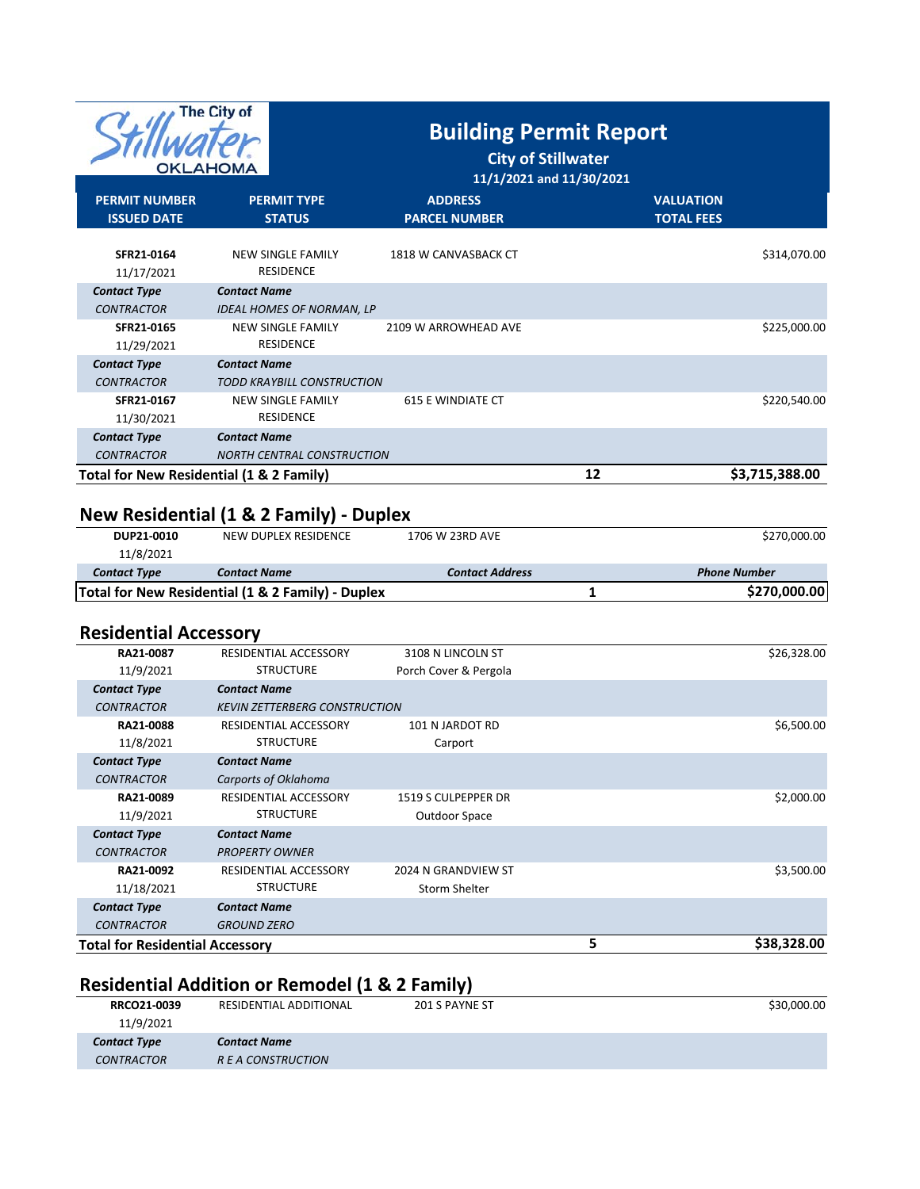# Building Permit Report

**City of Stillwater**

**11/1/2021 and 11/30/2021**

| PERMIT NUMBER<br>ISSUED DATE | PERMIT TYPE<br>STATUS | ADDRESS<br>PARCEL NUMBER | | VALUATION<br>TOTAL FEES |
|---|---|---|---|---|
| **SFR21-0164**<br>11/17/2021 | NEW SINGLE FAMILY RESIDENCE | 1818 W CANVASBACK CT | | $314,070.00 |
| ***Contact Type***<br>*CONTRACTOR* | ***Contact Name***<br>*IDEAL HOMES OF NORMAN, LP* | | | |
| **SFR21-0165**<br>11/29/2021 | NEW SINGLE FAMILY RESIDENCE | 2109 W ARROWHEAD AVE | | $225,000.00 |
| ***Contact Type***<br>*CONTRACTOR* | ***Contact Name***<br>*TODD KRAYBILL CONSTRUCTION* | | | |
| **SFR21-0167**<br>11/30/2021 | NEW SINGLE FAMILY RESIDENCE | 615 E WINDIATE CT | | $220,540.00 |
| ***Contact Type***<br>*CONTRACTOR* | ***Contact Name***<br>*NORTH CENTRAL CONSTRUCTION* | | | |
| **Total for New Residential (1 & 2 Family)** | | | **12** | **$3,715,388.00** |

## New Residential (1 & 2 Family) - Duplex

| | | | | |
|---|---|---|---|---|
| **DUP21-0010**<br>11/8/2021 | NEW DUPLEX RESIDENCE | 1706 W 23RD AVE | | $270,000.00 |
| ***Contact Type*** | ***Contact Name*** | ***Contact Address*** | | ***Phone Number*** |
| **Total for New Residential (1 & 2 Family) - Duplex** | | | **1** | **$270,000.00** |

## Residential Accessory

| | | | | |
|---|---|---|---|---|
| **RA21-0087**<br>11/9/2021 | RESIDENTIAL ACCESSORY STRUCTURE | 3108 N LINCOLN ST<br>Porch Cover & Pergola | | $26,328.00 |
| ***Contact Type***<br>*CONTRACTOR* | ***Contact Name***<br>*KEVIN ZETTERBERG CONSTRUCTION* | | | |
| **RA21-0088**<br>11/8/2021 | RESIDENTIAL ACCESSORY STRUCTURE | 101 N JARDOT RD<br>Carport | | $6,500.00 |
| ***Contact Type***<br>*CONTRACTOR* | ***Contact Name***<br>*Carports of Oklahoma* | | | |
| **RA21-0089**<br>11/9/2021 | RESIDENTIAL ACCESSORY STRUCTURE | 1519 S CULPEPPER DR<br>Outdoor Space | | $2,000.00 |
| ***Contact Type***<br>*CONTRACTOR* | ***Contact Name***<br>*PROPERTY OWNER* | | | |
| **RA21-0092**<br>11/18/2021 | RESIDENTIAL ACCESSORY STRUCTURE | 2024 N GRANDVIEW ST<br>Storm Shelter | | $3,500.00 |
| ***Contact Type***<br>*CONTRACTOR* | ***Contact Name***<br>*GROUND ZERO* | | | |
| **Total for Residential Accessory** | | | **5** | **$38,328.00** |

## Residential Addition or Remodel (1 & 2 Family)

| | | | | |
|---|---|---|---|---|
| **RRCO21-0039**<br>11/9/2021 | RESIDENTIAL ADDITIONAL | 201 S PAYNE ST | | $30,000.00 |
| ***Contact Type***<br>*CONTRACTOR* | ***Contact Name***<br>*R E A CONSTRUCTION* | | | |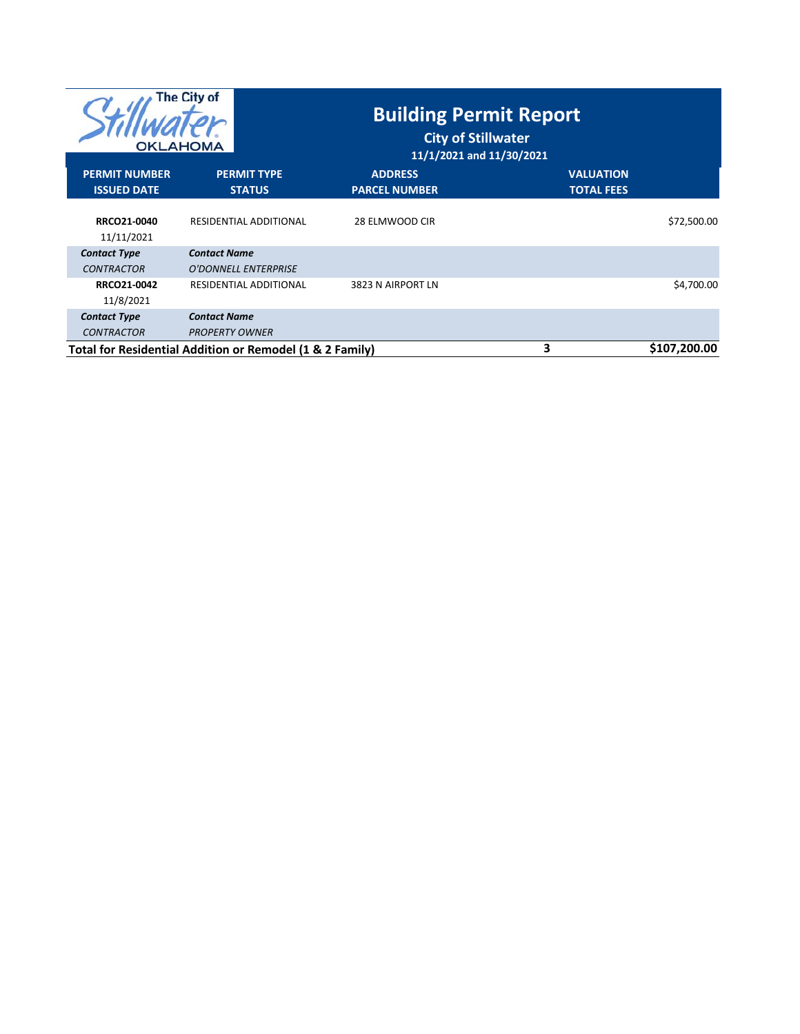# Building Permit Report

**City of Stillwater**

**11/1/2021 and 11/30/2021**

| PERMIT NUMBER / ISSUED DATE | PERMIT TYPE / STATUS | ADDRESS / PARCEL NUMBER | VALUATION / TOTAL FEES | |
|---|---|---|---|---|
| **RRCO21-0040** 11/11/2021 | RESIDENTIAL ADDITIONAL | 28 ELMWOOD CIR | | $72,500.00 |
| ***Contact Type*** | ***Contact Name*** | | | |
| *CONTRACTOR* | *O'DONNELL ENTERPRISE* | | | |
| **RRCO21-0042** 11/8/2021 | RESIDENTIAL ADDITIONAL | 3823 N AIRPORT LN | | $4,700.00 |
| ***Contact Type*** | ***Contact Name*** | | | |
| *CONTRACTOR* | *PROPERTY OWNER* | | | |
| **Total for Residential Addition or Remodel (1 & 2 Family)** | | | **3** | **$107,200.00** |